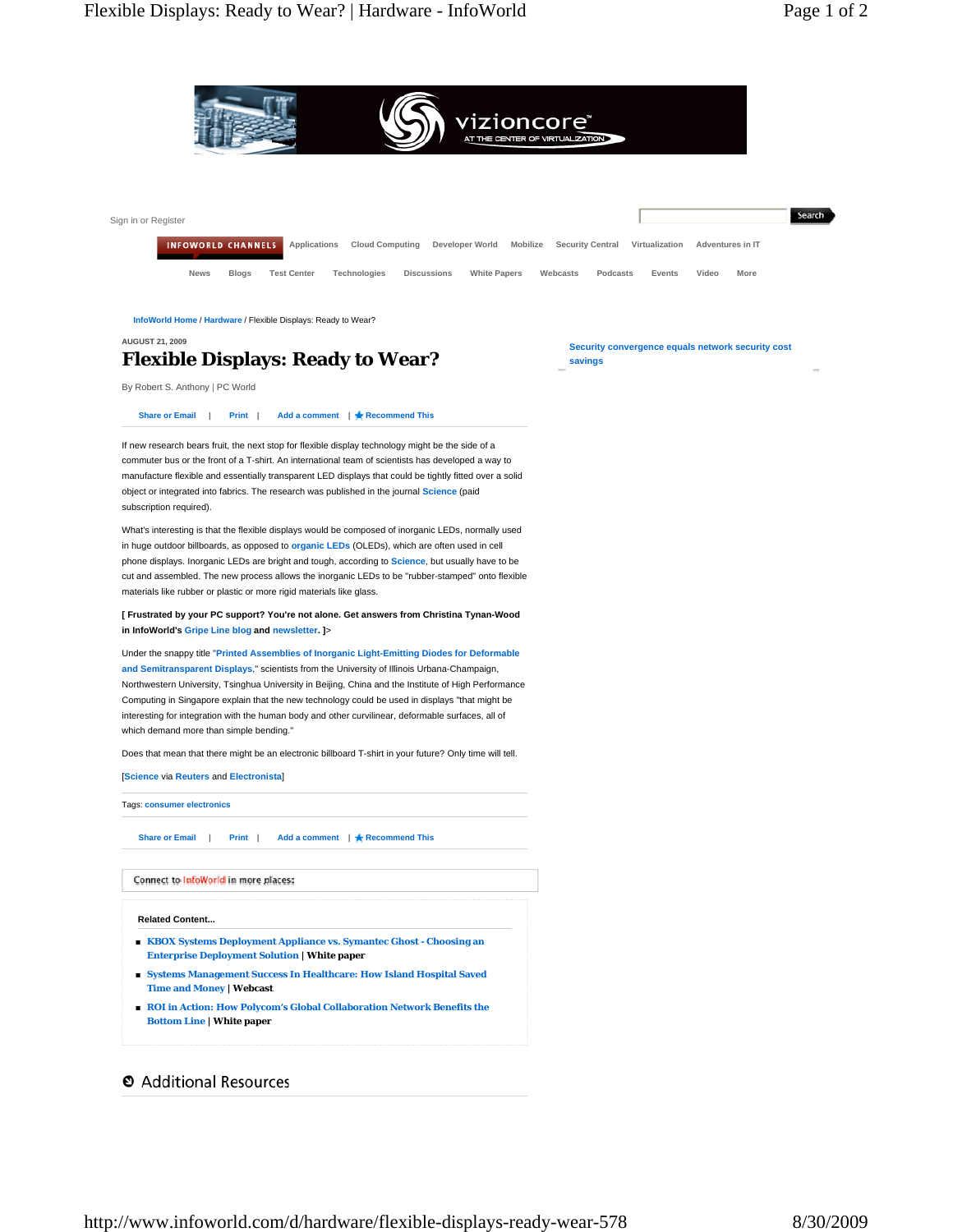Sign in or Register

INFOWORLD CHANNELS | Applications | Cloud Computing | Developer World | Mobilize | Security Central | Virtualization | Adventures in IT

News | Blogs | Test Center | Technologies | Discussions | White Papers | Webcasts | Podcasts | Events | Video | More

InfoWorld Home / Hardware / Flexible Displays: Ready to Wear?

AUGUST 21, 2009

# Flexible Displays: Ready to Wear?

By Robert S. Anthony | PC World

Share or Email | Print | Add a comment | Recommend This

If new research bears fruit, the next stop for flexible display technology might be the side of a commuter bus or the front of a T-shirt. An international team of scientists has developed a way to manufacture flexible and essentially transparent LED displays that could be tightly fitted over a solid object or integrated into fabrics. The research was published in the journal Science (paid subscription required).

What's interesting is that the flexible displays would be composed of inorganic LEDs, normally used in huge outdoor billboards, as opposed to organic LEDs (OLEDs), which are often used in cell phone displays. Inorganic LEDs are bright and tough, according to Science, but usually have to be cut and assembled. The new process allows the inorganic LEDs to be "rubber-stamped" onto flexible materials like rubber or plastic or more rigid materials like glass.

**[ Frustrated by your PC support? You're not alone. Get answers from Christina Tynan-Wood in InfoWorld's Gripe Line blog and newsletter. ]>**

Under the snappy title "Printed Assemblies of Inorganic Light-Emitting Diodes for Deformable and Semitransparent Displays," scientists from the University of Illinois Urbana-Champaign, Northwestern University, Tsinghua University in Beijing, China and the Institute of High Performance Computing in Singapore explain that the new technology could be used in displays "that might be interesting for integration with the human body and other curvilinear, deformable surfaces, all of which demand more than simple bending."

Does that mean that there might be an electronic billboard T-shirt in your future? Only time will tell.

[Science via Reuters and Electronista]

Tags: consumer electronics

Share or Email | Print | Add a comment | Recommend This

Connect to InfoWorld in more places:

**Related Content...**

- KBOX Systems Deployment Appliance vs. Symantec Ghost - Choosing an Enterprise Deployment Solution | **White paper**
- Systems Management Success In Healthcare: How Island Hospital Saved Time and Money | **Webcast**
- ROI in Action: How Polycom's Global Collaboration Network Benefits the Bottom Line | **White paper**

## Additional Resources

Security convergence equals network security cost savings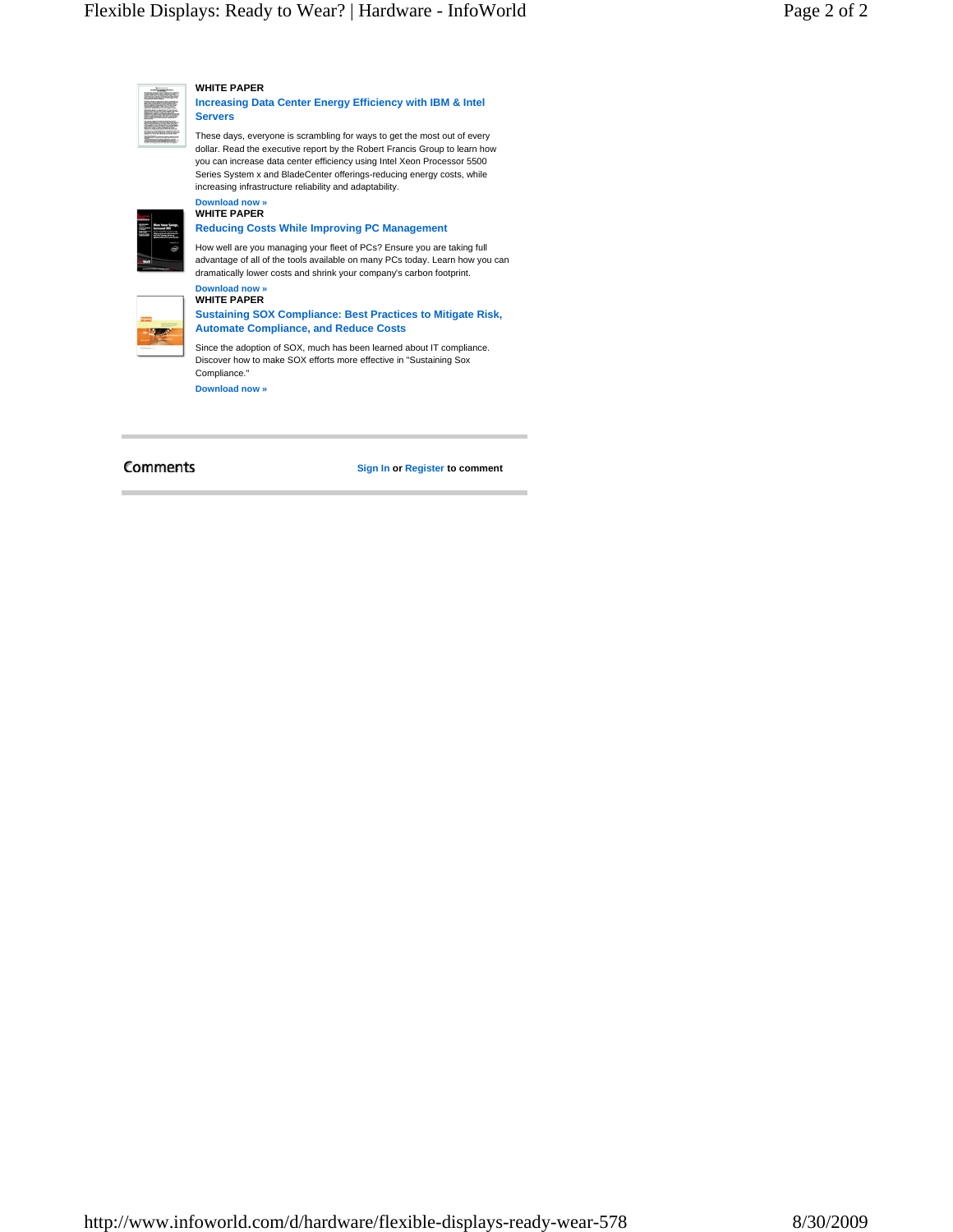WHITE PAPER

**Increasing Data Center Energy Efficiency with IBM & Intel Servers**

These days, everyone is scrambling for ways to get the most out of every dollar. Read the executive report by the Robert Francis Group to learn how you can increase data center efficiency using Intel Xeon Processor 5500 Series System x and BladeCenter offerings-reducing energy costs, while increasing infrastructure reliability and adaptability.

**Download now »**

WHITE PAPER

**Reducing Costs While Improving PC Management**

How well are you managing your fleet of PCs? Ensure you are taking full advantage of all of the tools available on many PCs today. Learn how you can dramatically lower costs and shrink your company's carbon footprint.

**Download now »**

WHITE PAPER

**Sustaining SOX Compliance: Best Practices to Mitigate Risk, Automate Compliance, and Reduce Costs**

Since the adoption of SOX, much has been learned about IT compliance. Discover how to make SOX efforts more effective in "Sustaining Sox Compliance."

**Download now »**

## Comments

**Sign In or Register to comment**